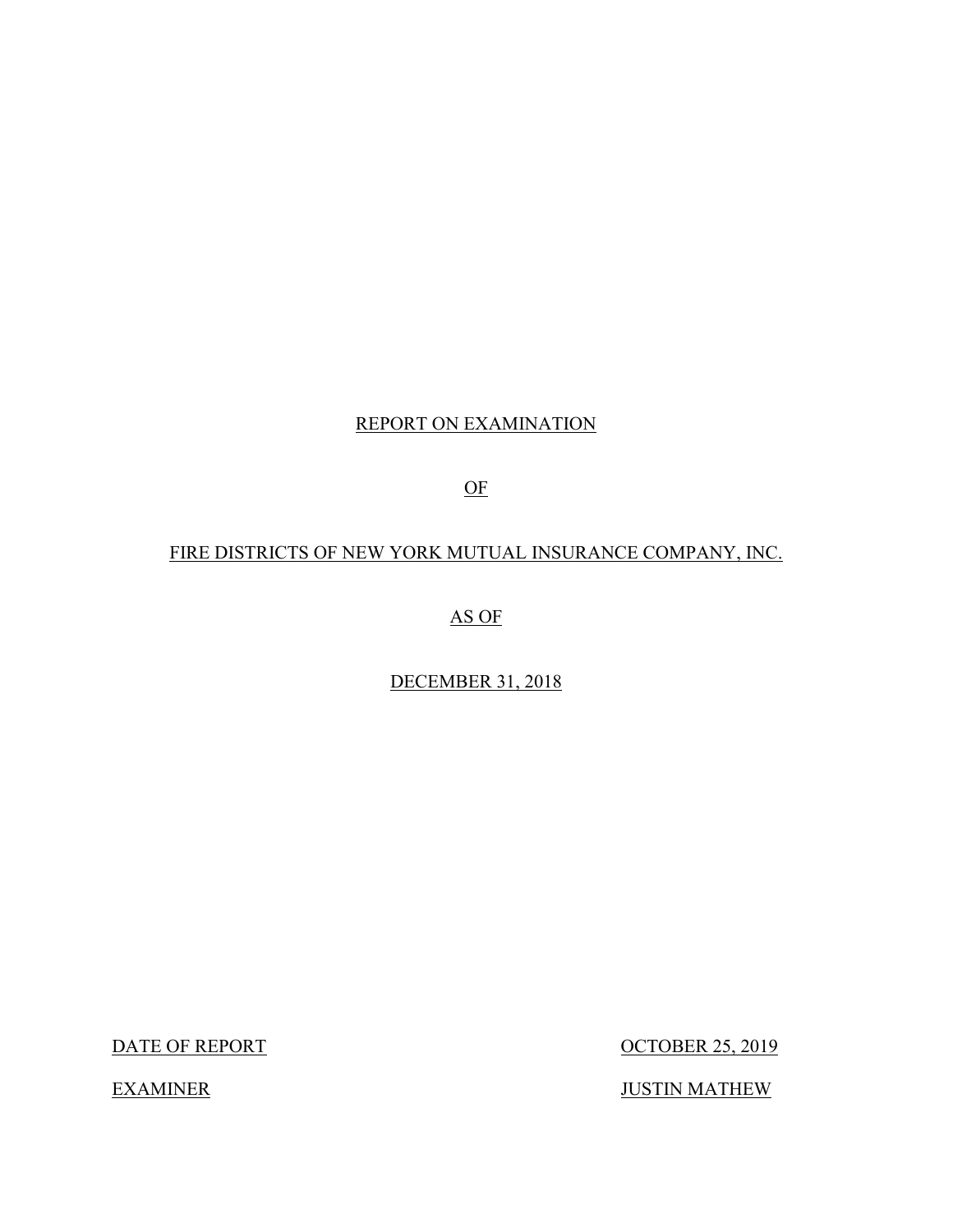# REPORT ON EXAMINATION

# OF

# FIRE DISTRICTS OF NEW YORK MUTUAL INSURANCE COMPANY, INC.

# AS OF

# DECEMBER 31, 2018

| | |
|---|---|
| DATE OF REPORT | OCTOBER 25, 2019 |
| EXAMINER | JUSTIN MATHEW |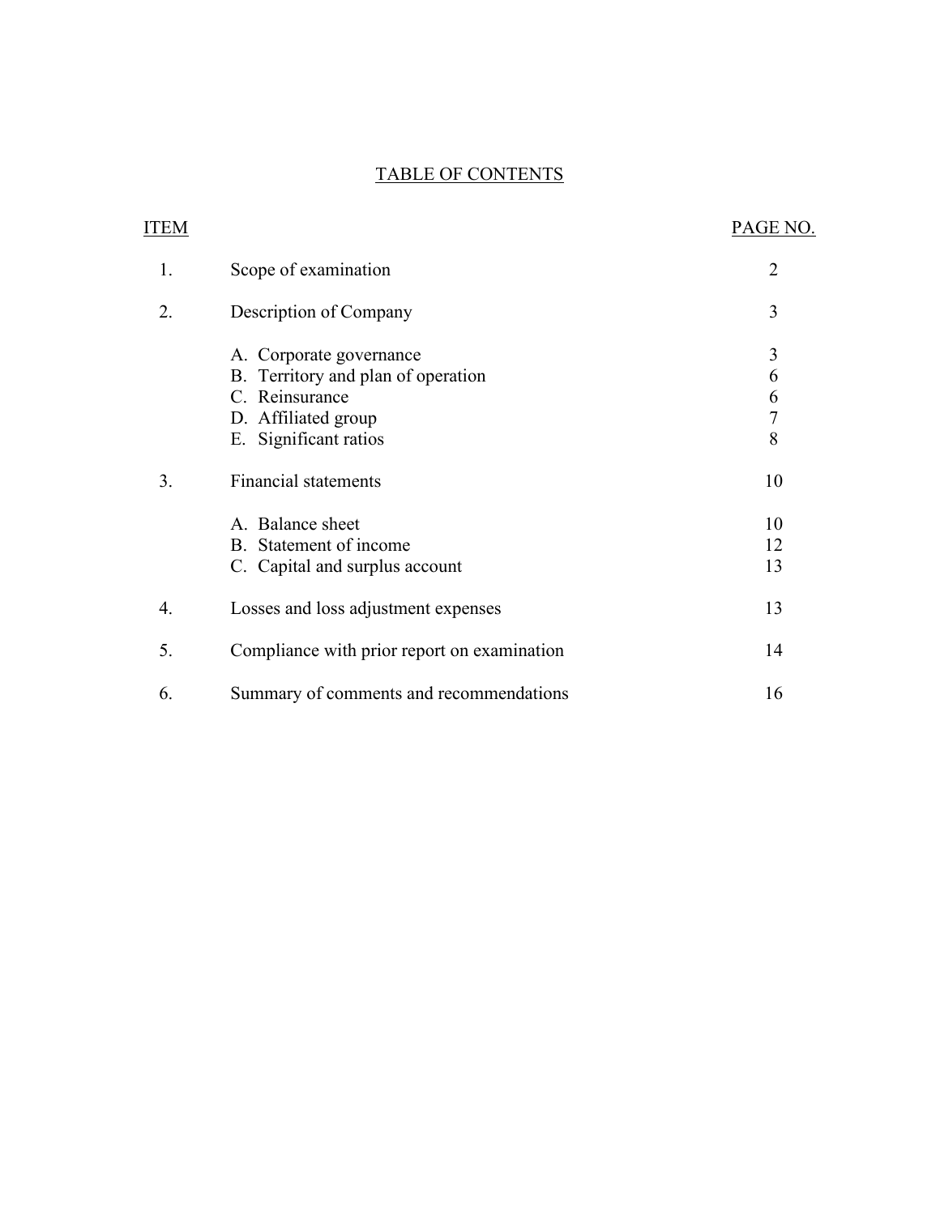# TABLE OF CONTENTS

| ITEM | | PAGE NO. |
|---|---|---|
| 1. | Scope of examination | 2 |
| 2. | Description of Company | 3 |
| | A. Corporate governance | 3 |
| | B. Territory and plan of operation | 6 |
| | C. Reinsurance | 6 |
| | D. Affiliated group | 7 |
| | E. Significant ratios | 8 |
| 3. | Financial statements | 10 |
| | A. Balance sheet | 10 |
| | B. Statement of income | 12 |
| | C. Capital and surplus account | 13 |
| 4. | Losses and loss adjustment expenses | 13 |
| 5. | Compliance with prior report on examination | 14 |
| 6. | Summary of comments and recommendations | 16 |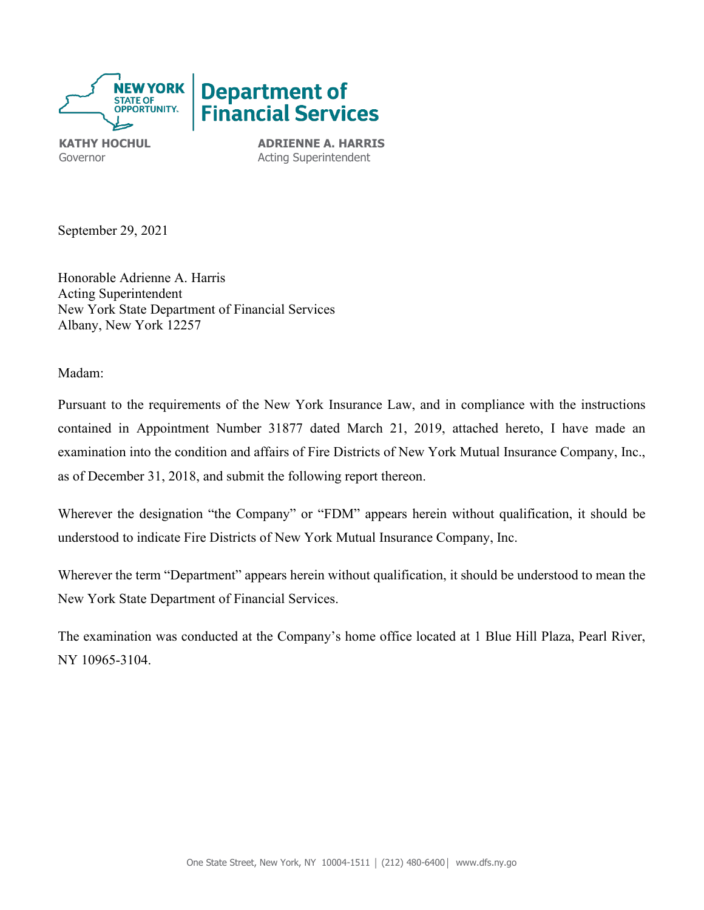**KATHY HOCHUL**
Governor

**ADRIENNE A. HARRIS**
Acting Superintendent

September 29, 2021

Honorable Adrienne A. Harris
Acting Superintendent
New York State Department of Financial Services
Albany, New York 12257

Madam:

Pursuant to the requirements of the New York Insurance Law, and in compliance with the instructions contained in Appointment Number 31877 dated March 21, 2019, attached hereto, I have made an examination into the condition and affairs of Fire Districts of New York Mutual Insurance Company, Inc., as of December 31, 2018, and submit the following report thereon.

Wherever the designation "the Company" or "FDM" appears herein without qualification, it should be understood to indicate Fire Districts of New York Mutual Insurance Company, Inc.

Wherever the term "Department" appears herein without qualification, it should be understood to mean the New York State Department of Financial Services.

The examination was conducted at the Company's home office located at 1 Blue Hill Plaza, Pearl River, NY 10965-3104.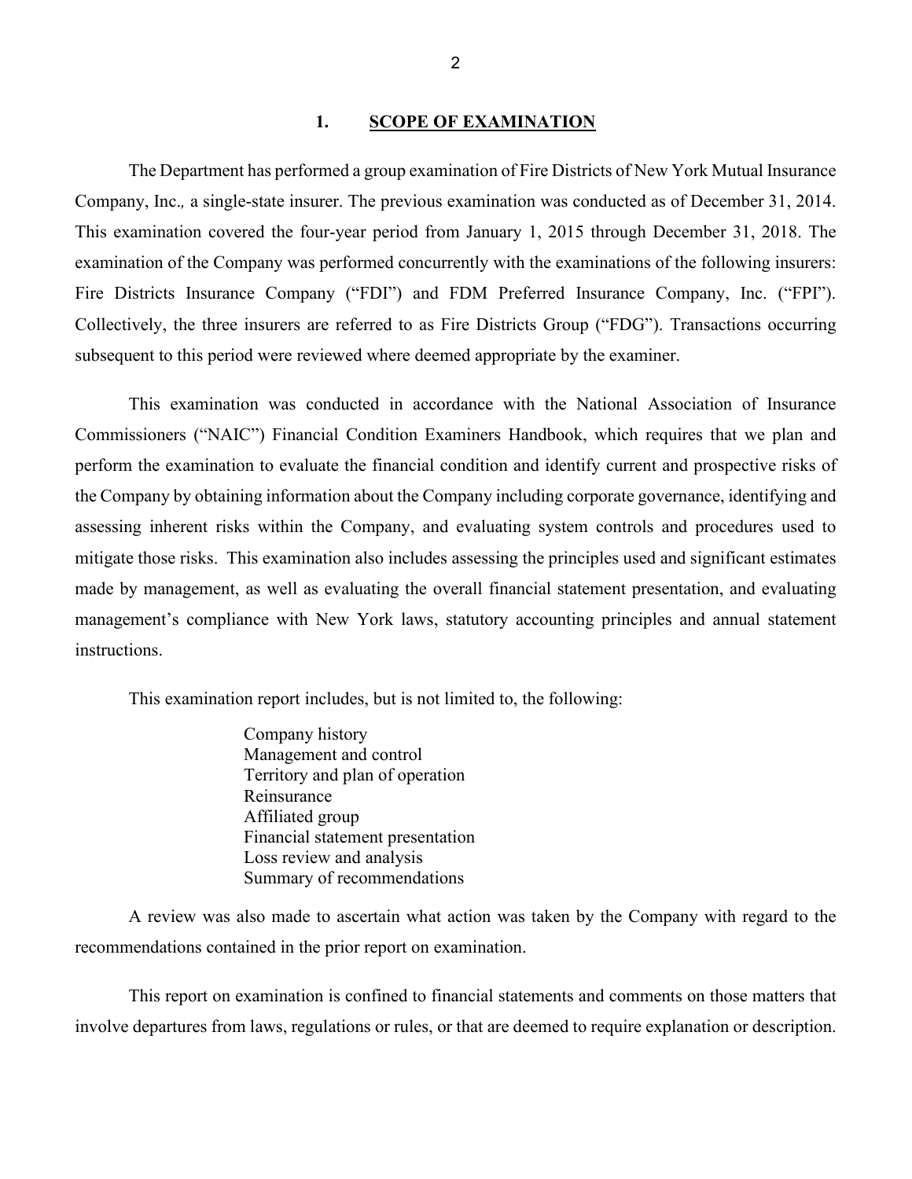## 1. SCOPE OF EXAMINATION

The Department has performed a group examination of Fire Districts of New York Mutual Insurance Company, Inc., a single-state insurer. The previous examination was conducted as of December 31, 2014. This examination covered the four-year period from January 1, 2015 through December 31, 2018. The examination of the Company was performed concurrently with the examinations of the following insurers: Fire Districts Insurance Company ("FDI") and FDM Preferred Insurance Company, Inc. ("FPI"). Collectively, the three insurers are referred to as Fire Districts Group ("FDG"). Transactions occurring subsequent to this period were reviewed where deemed appropriate by the examiner.

This examination was conducted in accordance with the National Association of Insurance Commissioners ("NAIC") Financial Condition Examiners Handbook, which requires that we plan and perform the examination to evaluate the financial condition and identify current and prospective risks of the Company by obtaining information about the Company including corporate governance, identifying and assessing inherent risks within the Company, and evaluating system controls and procedures used to mitigate those risks. This examination also includes assessing the principles used and significant estimates made by management, as well as evaluating the overall financial statement presentation, and evaluating management's compliance with New York laws, statutory accounting principles and annual statement instructions.

This examination report includes, but is not limited to, the following:

- Company history
- Management and control
- Territory and plan of operation
- Reinsurance
- Affiliated group
- Financial statement presentation
- Loss review and analysis
- Summary of recommendations

A review was also made to ascertain what action was taken by the Company with regard to the recommendations contained in the prior report on examination.

This report on examination is confined to financial statements and comments on those matters that involve departures from laws, regulations or rules, or that are deemed to require explanation or description.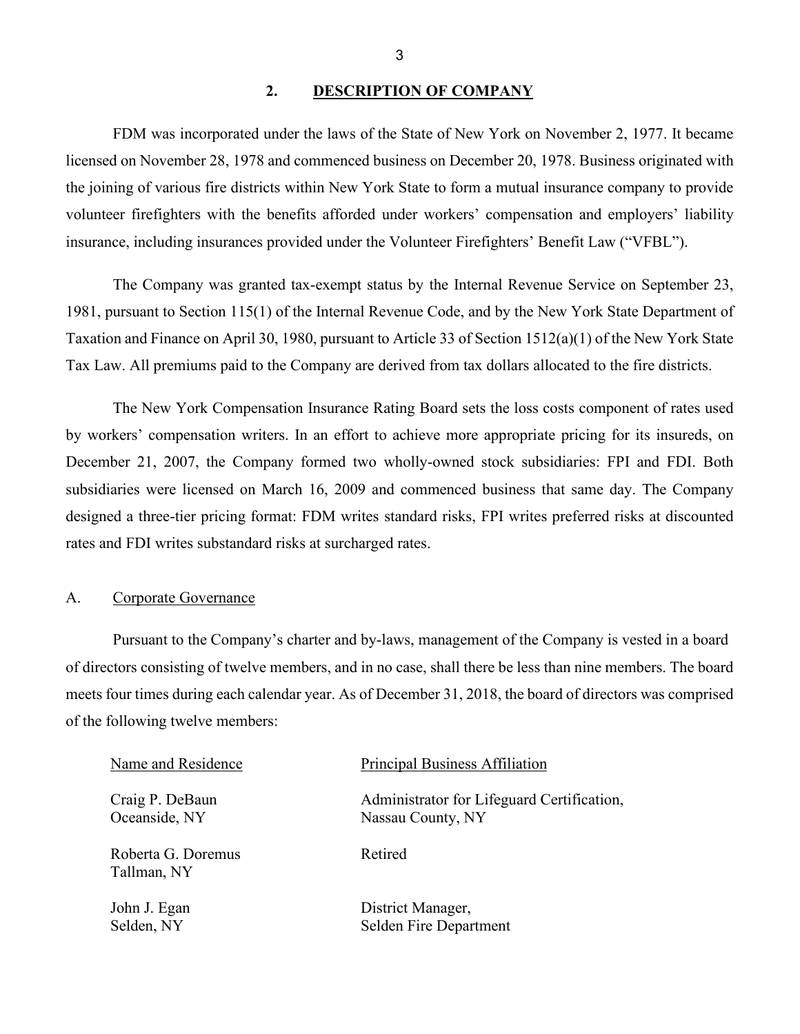## 2. DESCRIPTION OF COMPANY

FDM was incorporated under the laws of the State of New York on November 2, 1977. It became licensed on November 28, 1978 and commenced business on December 20, 1978. Business originated with the joining of various fire districts within New York State to form a mutual insurance company to provide volunteer firefighters with the benefits afforded under workers' compensation and employers' liability insurance, including insurances provided under the Volunteer Firefighters' Benefit Law ("VFBL").

The Company was granted tax-exempt status by the Internal Revenue Service on September 23, 1981, pursuant to Section 115(1) of the Internal Revenue Code, and by the New York State Department of Taxation and Finance on April 30, 1980, pursuant to Article 33 of Section 1512(a)(1) of the New York State Tax Law. All premiums paid to the Company are derived from tax dollars allocated to the fire districts.

The New York Compensation Insurance Rating Board sets the loss costs component of rates used by workers' compensation writers. In an effort to achieve more appropriate pricing for its insureds, on December 21, 2007, the Company formed two wholly-owned stock subsidiaries: FPI and FDI. Both subsidiaries were licensed on March 16, 2009 and commenced business that same day. The Company designed a three-tier pricing format: FDM writes standard risks, FPI writes preferred risks at discounted rates and FDI writes substandard risks at surcharged rates.

### A. Corporate Governance

Pursuant to the Company's charter and by-laws, management of the Company is vested in a board of directors consisting of twelve members, and in no case, shall there be less than nine members. The board meets four times during each calendar year. As of December 31, 2018, the board of directors was comprised of the following twelve members:

| Name and Residence | Principal Business Affiliation |
|---|---|
| Craig P. DeBaun<br>Oceanside, NY | Administrator for Lifeguard Certification,<br>Nassau County, NY |
| Roberta G. Doremus<br>Tallman, NY | Retired |
| John J. Egan<br>Selden, NY | District Manager,<br>Selden Fire Department |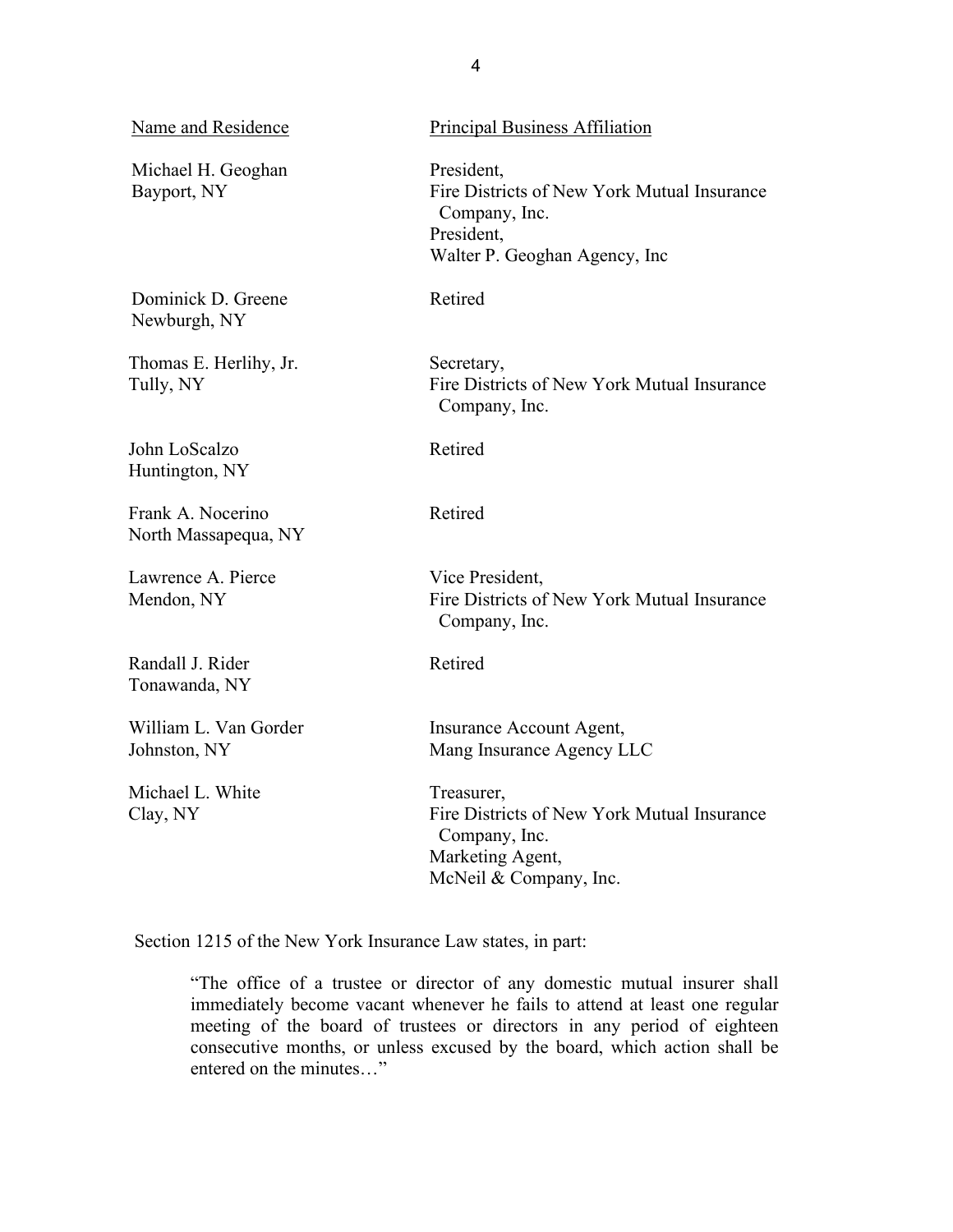| Name and Residence | Principal Business Affiliation |
|---|---|
| Michael H. Geoghan<br>Bayport, NY | President,<br>Fire Districts of New York Mutual Insurance Company, Inc.<br>President,<br>Walter P. Geoghan Agency, Inc |
| Dominick D. Greene<br>Newburgh, NY | Retired |
| Thomas E. Herlihy, Jr.<br>Tully, NY | Secretary,<br>Fire Districts of New York Mutual Insurance Company, Inc. |
| John LoScalzo<br>Huntington, NY | Retired |
| Frank A. Nocerino<br>North Massapequa, NY | Retired |
| Lawrence A. Pierce<br>Mendon, NY | Vice President,<br>Fire Districts of New York Mutual Insurance Company, Inc. |
| Randall J. Rider<br>Tonawanda, NY | Retired |
| William L. Van Gorder<br>Johnston, NY | Insurance Account Agent,<br>Mang Insurance Agency LLC |
| Michael L. White<br>Clay, NY | Treasurer,<br>Fire Districts of New York Mutual Insurance Company, Inc.<br>Marketing Agent,<br>McNeil & Company, Inc. |

Section 1215 of the New York Insurance Law states, in part:

> "The office of a trustee or director of any domestic mutual insurer shall immediately become vacant whenever he fails to attend at least one regular meeting of the board of trustees or directors in any period of eighteen consecutive months, or unless excused by the board, which action shall be entered on the minutes…"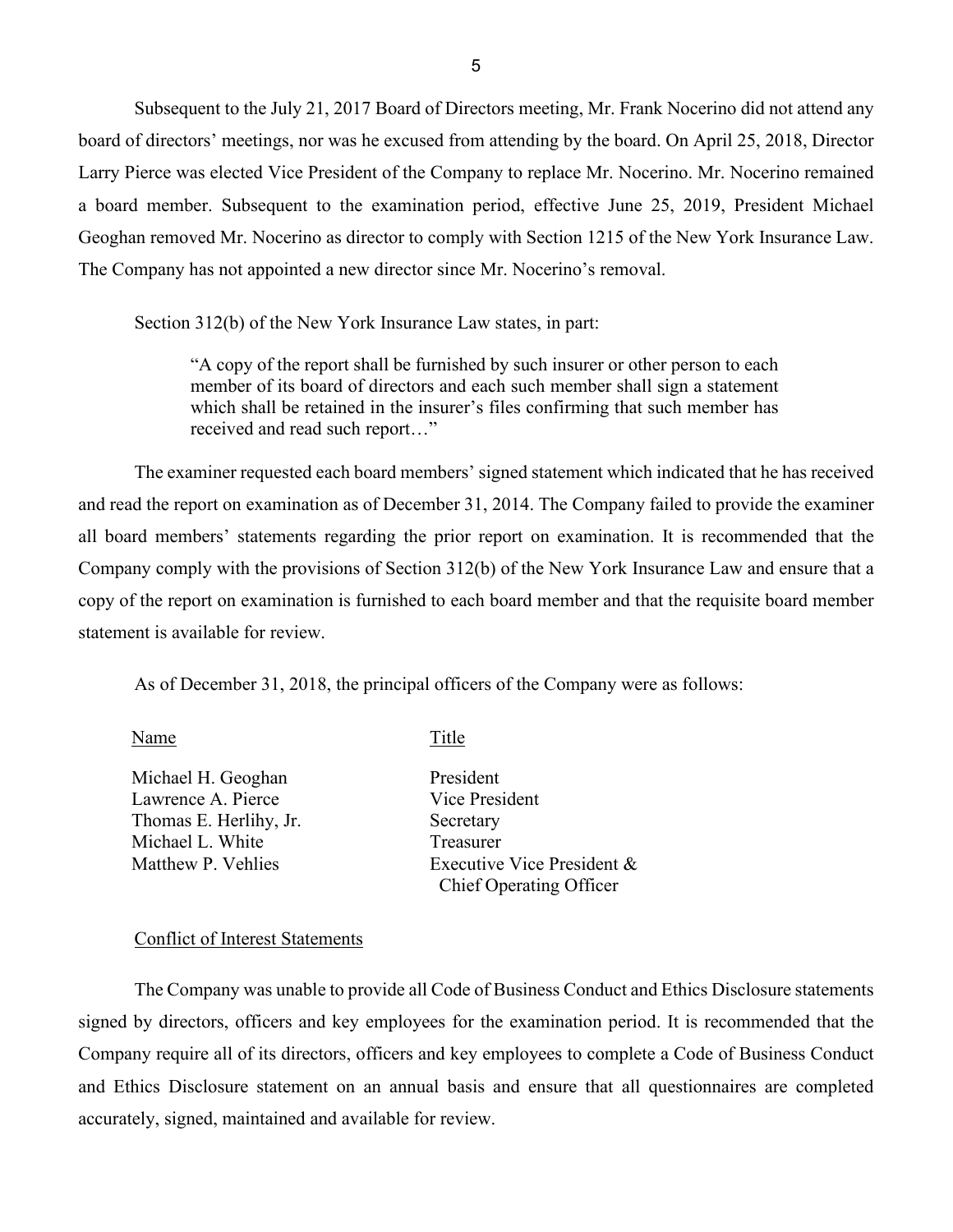Subsequent to the July 21, 2017 Board of Directors meeting, Mr. Frank Nocerino did not attend any board of directors' meetings, nor was he excused from attending by the board. On April 25, 2018, Director Larry Pierce was elected Vice President of the Company to replace Mr. Nocerino. Mr. Nocerino remained a board member. Subsequent to the examination period, effective June 25, 2019, President Michael Geoghan removed Mr. Nocerino as director to comply with Section 1215 of the New York Insurance Law. The Company has not appointed a new director since Mr. Nocerino's removal.

Section 312(b) of the New York Insurance Law states, in part:

> "A copy of the report shall be furnished by such insurer or other person to each member of its board of directors and each such member shall sign a statement which shall be retained in the insurer's files confirming that such member has received and read such report…"

The examiner requested each board members' signed statement which indicated that he has received and read the report on examination as of December 31, 2014. The Company failed to provide the examiner all board members' statements regarding the prior report on examination. It is recommended that the Company comply with the provisions of Section 312(b) of the New York Insurance Law and ensure that a copy of the report on examination is furnished to each board member and that the requisite board member statement is available for review.

As of December 31, 2018, the principal officers of the Company were as follows:

| Name | Title |
|---|---|
| Michael H. Geoghan | President |
| Lawrence A. Pierce | Vice President |
| Thomas E. Herlihy, Jr. | Secretary |
| Michael L. White | Treasurer |
| Matthew P. Vehlies | Executive Vice President & Chief Operating Officer |

## Conflict of Interest Statements

The Company was unable to provide all Code of Business Conduct and Ethics Disclosure statements signed by directors, officers and key employees for the examination period. It is recommended that the Company require all of its directors, officers and key employees to complete a Code of Business Conduct and Ethics Disclosure statement on an annual basis and ensure that all questionnaires are completed accurately, signed, maintained and available for review.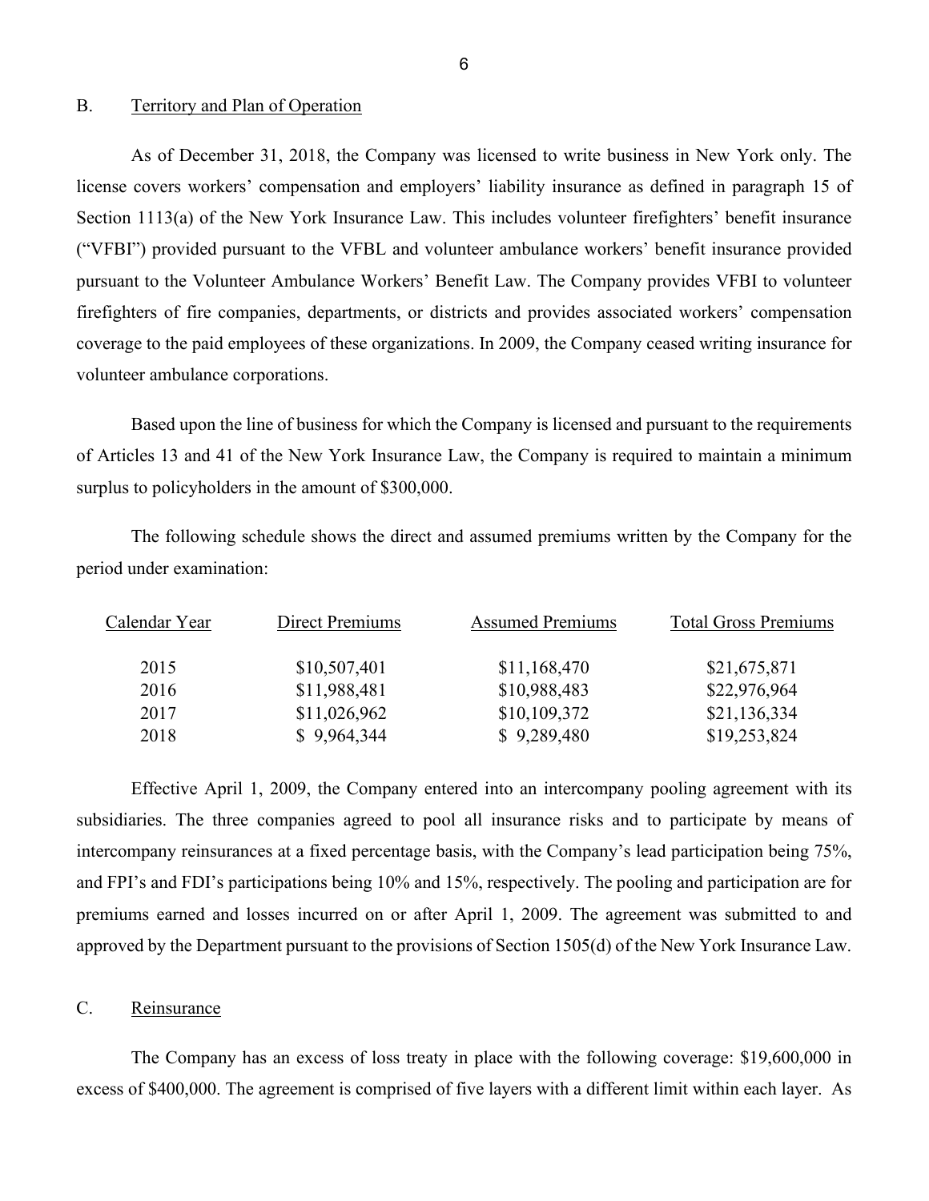## B. Territory and Plan of Operation

As of December 31, 2018, the Company was licensed to write business in New York only. The license covers workers' compensation and employers' liability insurance as defined in paragraph 15 of Section 1113(a) of the New York Insurance Law. This includes volunteer firefighters' benefit insurance ("VFBI") provided pursuant to the VFBL and volunteer ambulance workers' benefit insurance provided pursuant to the Volunteer Ambulance Workers' Benefit Law. The Company provides VFBI to volunteer firefighters of fire companies, departments, or districts and provides associated workers' compensation coverage to the paid employees of these organizations. In 2009, the Company ceased writing insurance for volunteer ambulance corporations.

Based upon the line of business for which the Company is licensed and pursuant to the requirements of Articles 13 and 41 of the New York Insurance Law, the Company is required to maintain a minimum surplus to policyholders in the amount of $300,000.

The following schedule shows the direct and assumed premiums written by the Company for the period under examination:

| Calendar Year | Direct Premiums | Assumed Premiums | Total Gross Premiums |
|---|---|---|---|
| 2015 | $10,507,401 | $11,168,470 | $21,675,871 |
| 2016 | $11,988,481 | $10,988,483 | $22,976,964 |
| 2017 | $11,026,962 | $10,109,372 | $21,136,334 |
| 2018 | $ 9,964,344 | $ 9,289,480 | $19,253,824 |

Effective April 1, 2009, the Company entered into an intercompany pooling agreement with its subsidiaries. The three companies agreed to pool all insurance risks and to participate by means of intercompany reinsurances at a fixed percentage basis, with the Company's lead participation being 75%, and FPI's and FDI's participations being 10% and 15%, respectively. The pooling and participation are for premiums earned and losses incurred on or after April 1, 2009. The agreement was submitted to and approved by the Department pursuant to the provisions of Section 1505(d) of the New York Insurance Law.

## C. Reinsurance

The Company has an excess of loss treaty in place with the following coverage: $19,600,000 in excess of $400,000. The agreement is comprised of five layers with a different limit within each layer. As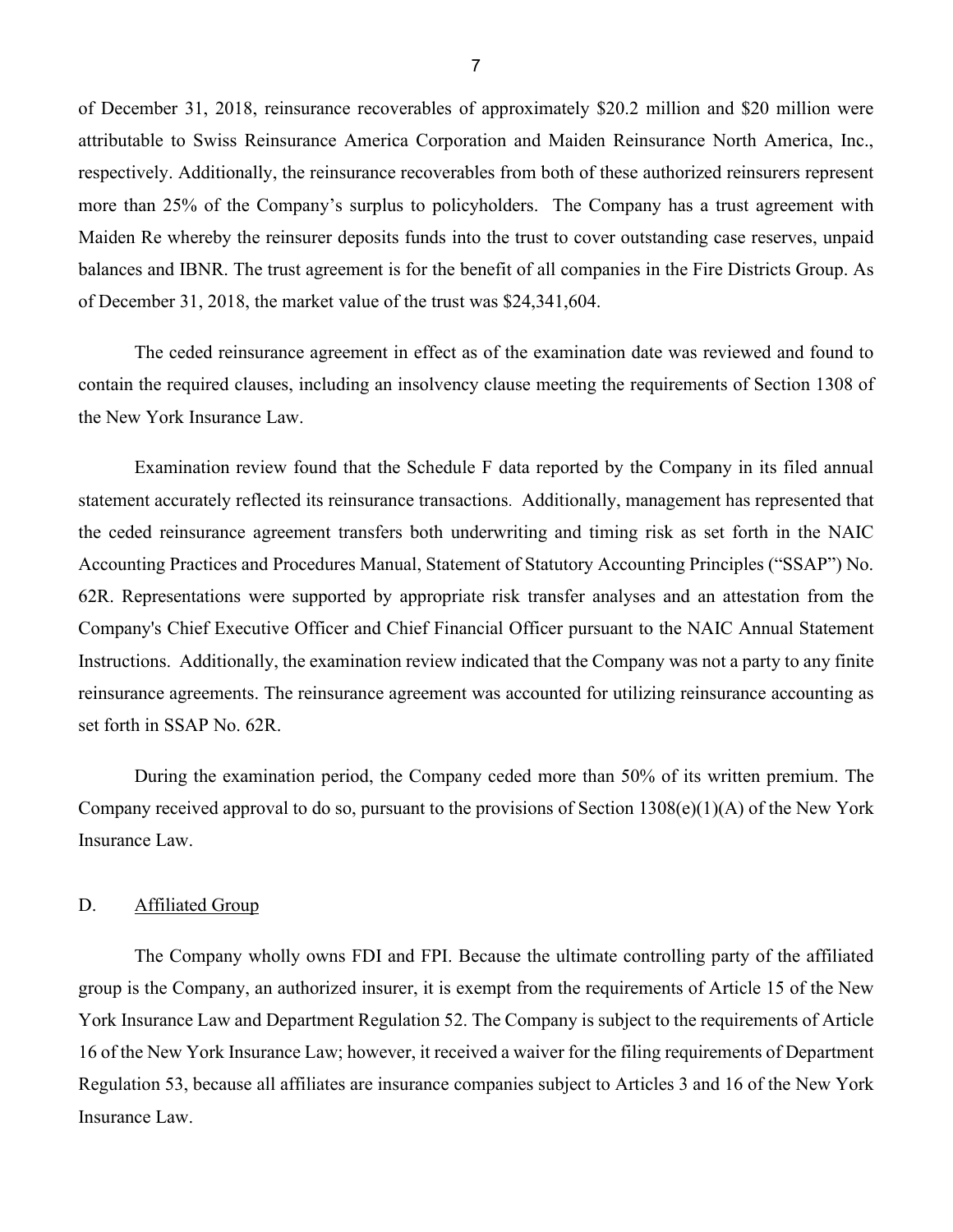of December 31, 2018, reinsurance recoverables of approximately $20.2 million and $20 million were attributable to Swiss Reinsurance America Corporation and Maiden Reinsurance North America, Inc., respectively. Additionally, the reinsurance recoverables from both of these authorized reinsurers represent more than 25% of the Company's surplus to policyholders. The Company has a trust agreement with Maiden Re whereby the reinsurer deposits funds into the trust to cover outstanding case reserves, unpaid balances and IBNR. The trust agreement is for the benefit of all companies in the Fire Districts Group. As of December 31, 2018, the market value of the trust was $24,341,604.

The ceded reinsurance agreement in effect as of the examination date was reviewed and found to contain the required clauses, including an insolvency clause meeting the requirements of Section 1308 of the New York Insurance Law.

Examination review found that the Schedule F data reported by the Company in its filed annual statement accurately reflected its reinsurance transactions. Additionally, management has represented that the ceded reinsurance agreement transfers both underwriting and timing risk as set forth in the NAIC Accounting Practices and Procedures Manual, Statement of Statutory Accounting Principles ("SSAP") No. 62R. Representations were supported by appropriate risk transfer analyses and an attestation from the Company's Chief Executive Officer and Chief Financial Officer pursuant to the NAIC Annual Statement Instructions. Additionally, the examination review indicated that the Company was not a party to any finite reinsurance agreements. The reinsurance agreement was accounted for utilizing reinsurance accounting as set forth in SSAP No. 62R.

During the examination period, the Company ceded more than 50% of its written premium. The Company received approval to do so, pursuant to the provisions of Section 1308(e)(1)(A) of the New York Insurance Law.

## D. Affiliated Group

The Company wholly owns FDI and FPI. Because the ultimate controlling party of the affiliated group is the Company, an authorized insurer, it is exempt from the requirements of Article 15 of the New York Insurance Law and Department Regulation 52. The Company is subject to the requirements of Article 16 of the New York Insurance Law; however, it received a waiver for the filing requirements of Department Regulation 53, because all affiliates are insurance companies subject to Articles 3 and 16 of the New York Insurance Law.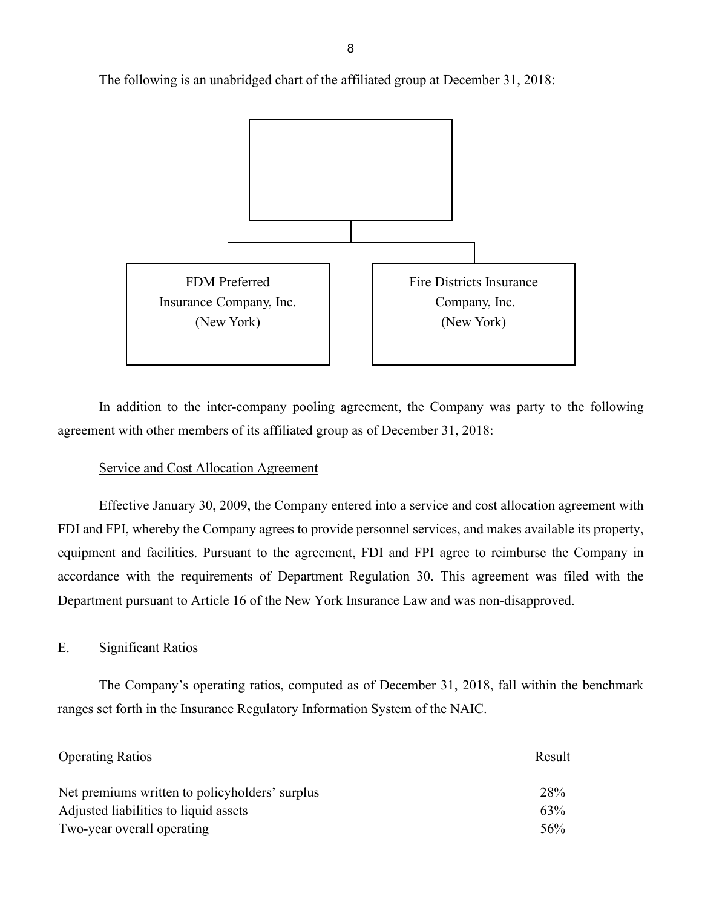The following is an unabridged chart of the affiliated group at December 31, 2018:

- [Parent — box blank]
  - FDM Preferred Insurance Company, Inc. (New York)
  - Fire Districts Insurance Company, Inc. (New York)

In addition to the inter-company pooling agreement, the Company was party to the following agreement with other members of its affiliated group as of December 31, 2018:

Service and Cost Allocation Agreement

Effective January 30, 2009, the Company entered into a service and cost allocation agreement with FDI and FPI, whereby the Company agrees to provide personnel services, and makes available its property, equipment and facilities. Pursuant to the agreement, FDI and FPI agree to reimburse the Company in accordance with the requirements of Department Regulation 30. This agreement was filed with the Department pursuant to Article 16 of the New York Insurance Law and was non-disapproved.

## E. Significant Ratios

The Company's operating ratios, computed as of December 31, 2018, fall within the benchmark ranges set forth in the Insurance Regulatory Information System of the NAIC.

| Operating Ratios | Result |
|---|---|
| Net premiums written to policyholders' surplus | 28% |
| Adjusted liabilities to liquid assets | 63% |
| Two-year overall operating | 56% |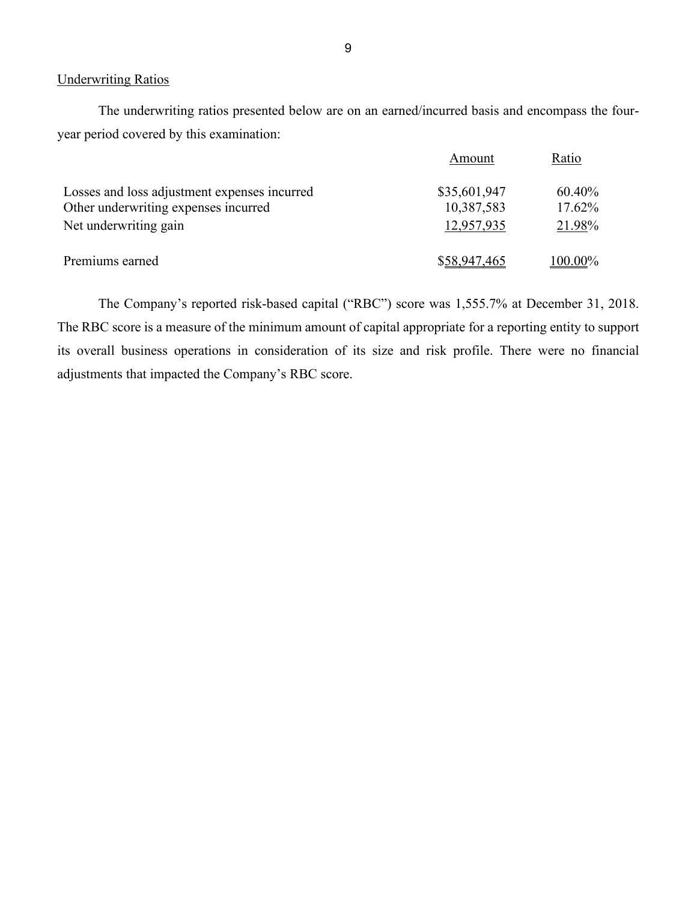Underwriting Ratios

The underwriting ratios presented below are on an earned/incurred basis and encompass the four-year period covered by this examination:

| | Amount | Ratio |
|---|---|---|
| Losses and loss adjustment expenses incurred | $35,601,947 | 60.40% |
| Other underwriting expenses incurred | 10,387,583 | 17.62% |
| Net underwriting gain | 12,957,935 | 21.98% |
| Premiums earned | $58,947,465 | 100.00% |

The Company's reported risk-based capital ("RBC") score was 1,555.7% at December 31, 2018. The RBC score is a measure of the minimum amount of capital appropriate for a reporting entity to support its overall business operations in consideration of its size and risk profile. There were no financial adjustments that impacted the Company's RBC score.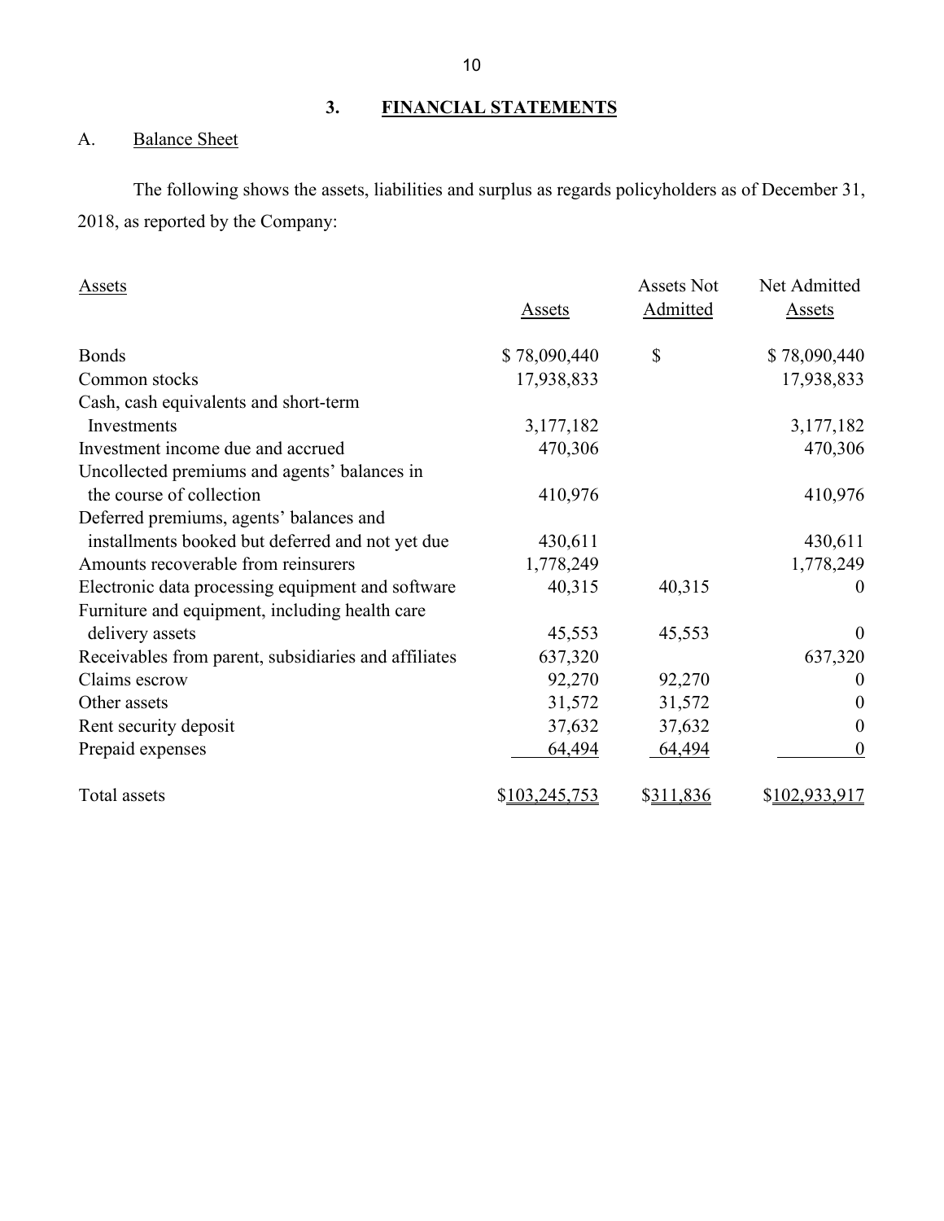## 3. FINANCIAL STATEMENTS

### A. Balance Sheet

The following shows the assets, liabilities and surplus as regards policyholders as of December 31, 2018, as reported by the Company:

| Assets | Assets | Assets Not Admitted | Net Admitted Assets |
|---|---|---|---|
| Bonds | $ 78,090,440 | $ | $ 78,090,440 |
| Common stocks | 17,938,833 | | 17,938,833 |
| Cash, cash equivalents and short-term Investments | 3,177,182 | | 3,177,182 |
| Investment income due and accrued | 470,306 | | 470,306 |
| Uncollected premiums and agents' balances in the course of collection | 410,976 | | 410,976 |
| Deferred premiums, agents' balances and installments booked but deferred and not yet due | 430,611 | | 430,611 |
| Amounts recoverable from reinsurers | 1,778,249 | | 1,778,249 |
| Electronic data processing equipment and software | 40,315 | 40,315 | 0 |
| Furniture and equipment, including health care delivery assets | 45,553 | 45,553 | 0 |
| Receivables from parent, subsidiaries and affiliates | 637,320 | | 637,320 |
| Claims escrow | 92,270 | 92,270 | 0 |
| Other assets | 31,572 | 31,572 | 0 |
| Rent security deposit | 37,632 | 37,632 | 0 |
| Prepaid expenses | 64,494 | 64,494 | 0 |
| Total assets | $103,245,753 | $311,836 | $102,933,917 |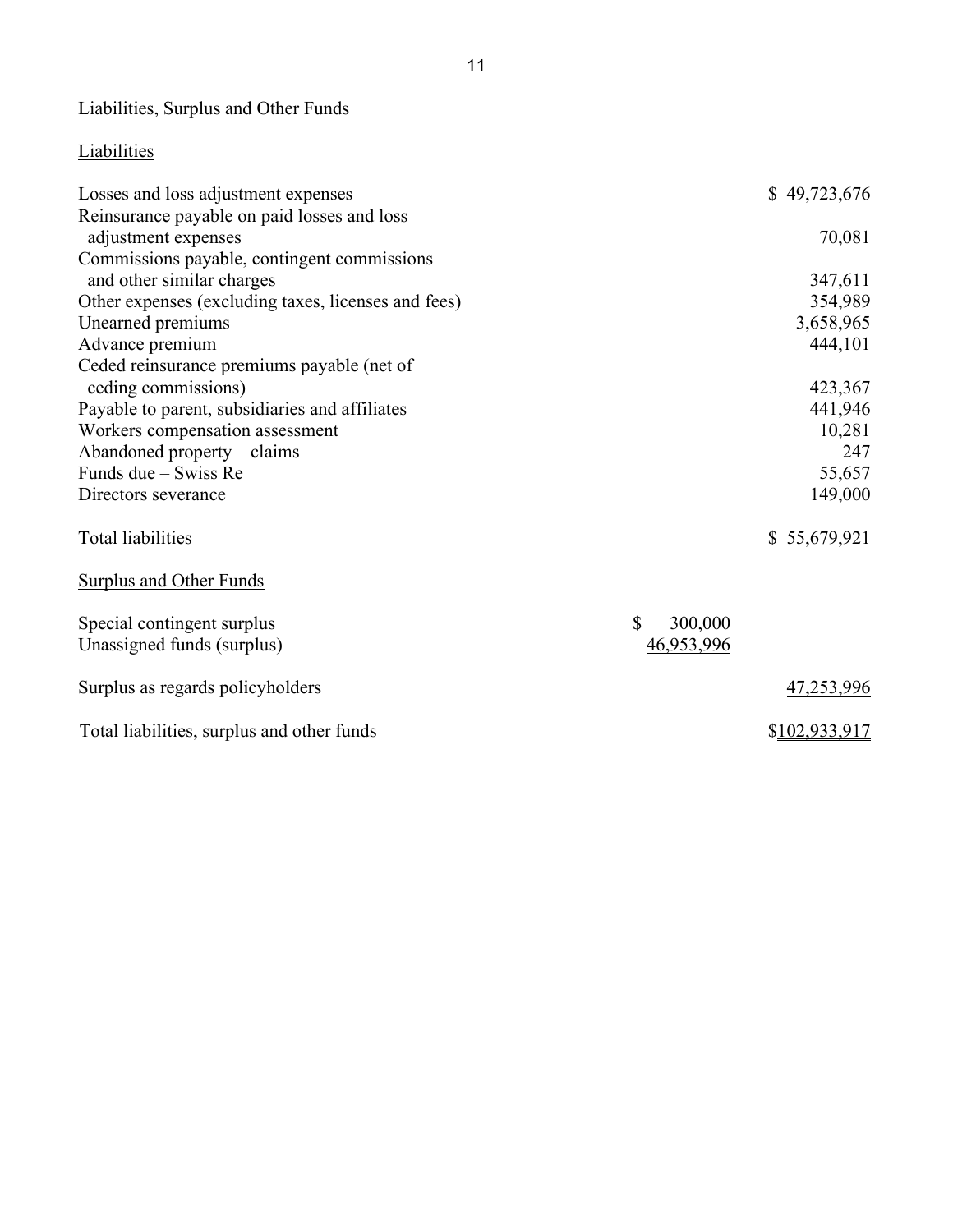## Liabilities, Surplus and Other Funds

### Liabilities

| | | |
|---|---|---|
| Losses and loss adjustment expenses | | $ 49,723,676 |
| Reinsurance payable on paid losses and loss adjustment expenses | | 70,081 |
| Commissions payable, contingent commissions and other similar charges | | 347,611 |
| Other expenses (excluding taxes, licenses and fees) | | 354,989 |
| Unearned premiums | | 3,658,965 |
| Advance premium | | 444,101 |
| Ceded reinsurance premiums payable (net of ceding commissions) | | 423,367 |
| Payable to parent, subsidiaries and affiliates | | 441,946 |
| Workers compensation assessment | | 10,281 |
| Abandoned property – claims | | 247 |
| Funds due – Swiss Re | | 55,657 |
| Directors severance | | 149,000 |
| Total liabilities | | $ 55,679,921 |

### Surplus and Other Funds

| | | |
|---|---|---|
| Special contingent surplus | $ 300,000 | |
| Unassigned funds (surplus) | 46,953,996 | |
| Surplus as regards policyholders | | 47,253,996 |
| Total liabilities, surplus and other funds | | $102,933,917 |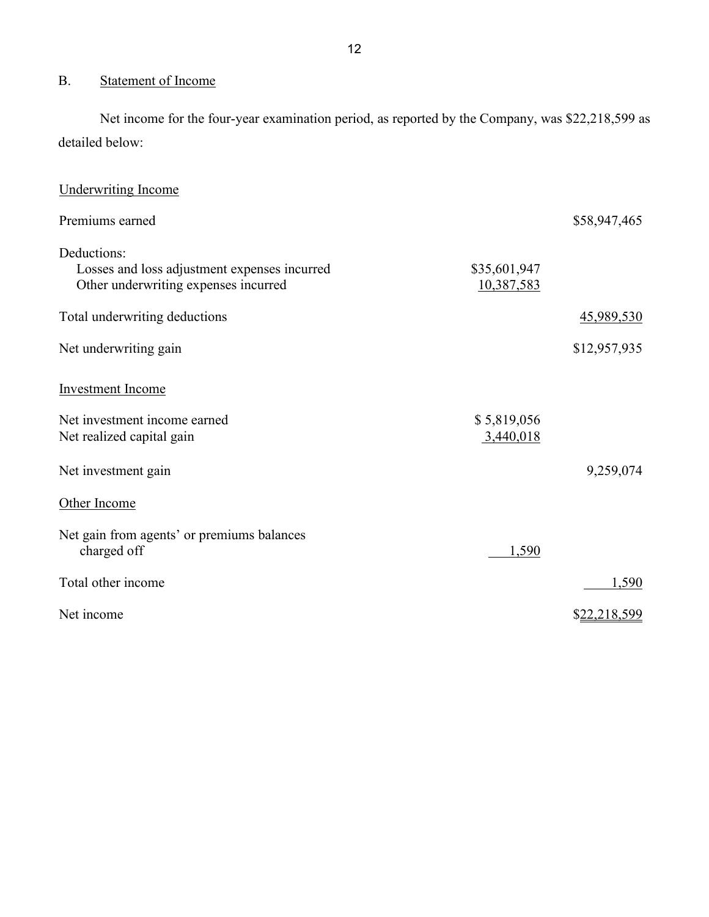## B. Statement of Income

Net income for the four-year examination period, as reported by the Company, was $22,218,599 as detailed below:

| | | |
|---|---|---|
| Underwriting Income | | |
| Premiums earned | | $58,947,465 |
| Deductions: | | |
| Losses and loss adjustment expenses incurred | $35,601,947 | |
| Other underwriting expenses incurred | 10,387,583 | |
| Total underwriting deductions | | 45,989,530 |
| Net underwriting gain | | $12,957,935 |
| Investment Income | | |
| Net investment income earned | $ 5,819,056 | |
| Net realized capital gain | 3,440,018 | |
| Net investment gain | | 9,259,074 |
| Other Income | | |
| Net gain from agents' or premiums balances charged off | 1,590 | |
| Total other income | | 1,590 |
| Net income | | $22,218,599 |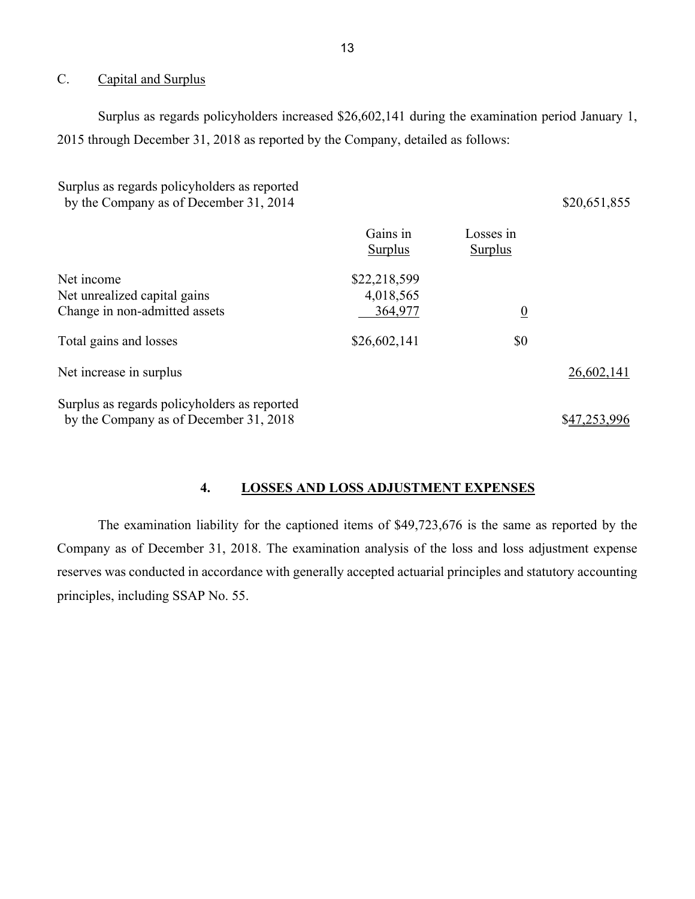C. Capital and Surplus

Surplus as regards policyholders increased $26,602,141 during the examination period January 1, 2015 through December 31, 2018 as reported by the Company, detailed as follows:

| | Gains in Surplus | Losses in Surplus | |
|---|---|---|---|
| Surplus as regards policyholders as reported by the Company as of December 31, 2014 | | | $20,651,855 |
| Net income | $22,218,599 | | |
| Net unrealized capital gains | 4,018,565 | | |
| Change in non-admitted assets | 364,977 | 0 | |
| Total gains and losses | $26,602,141 | $0 | |
| Net increase in surplus | | | 26,602,141 |
| Surplus as regards policyholders as reported by the Company as of December 31, 2018 | | | $47,253,996 |

## 4. LOSSES AND LOSS ADJUSTMENT EXPENSES

The examination liability for the captioned items of $49,723,676 is the same as reported by the Company as of December 31, 2018. The examination analysis of the loss and loss adjustment expense reserves was conducted in accordance with generally accepted actuarial principles and statutory accounting principles, including SSAP No. 55.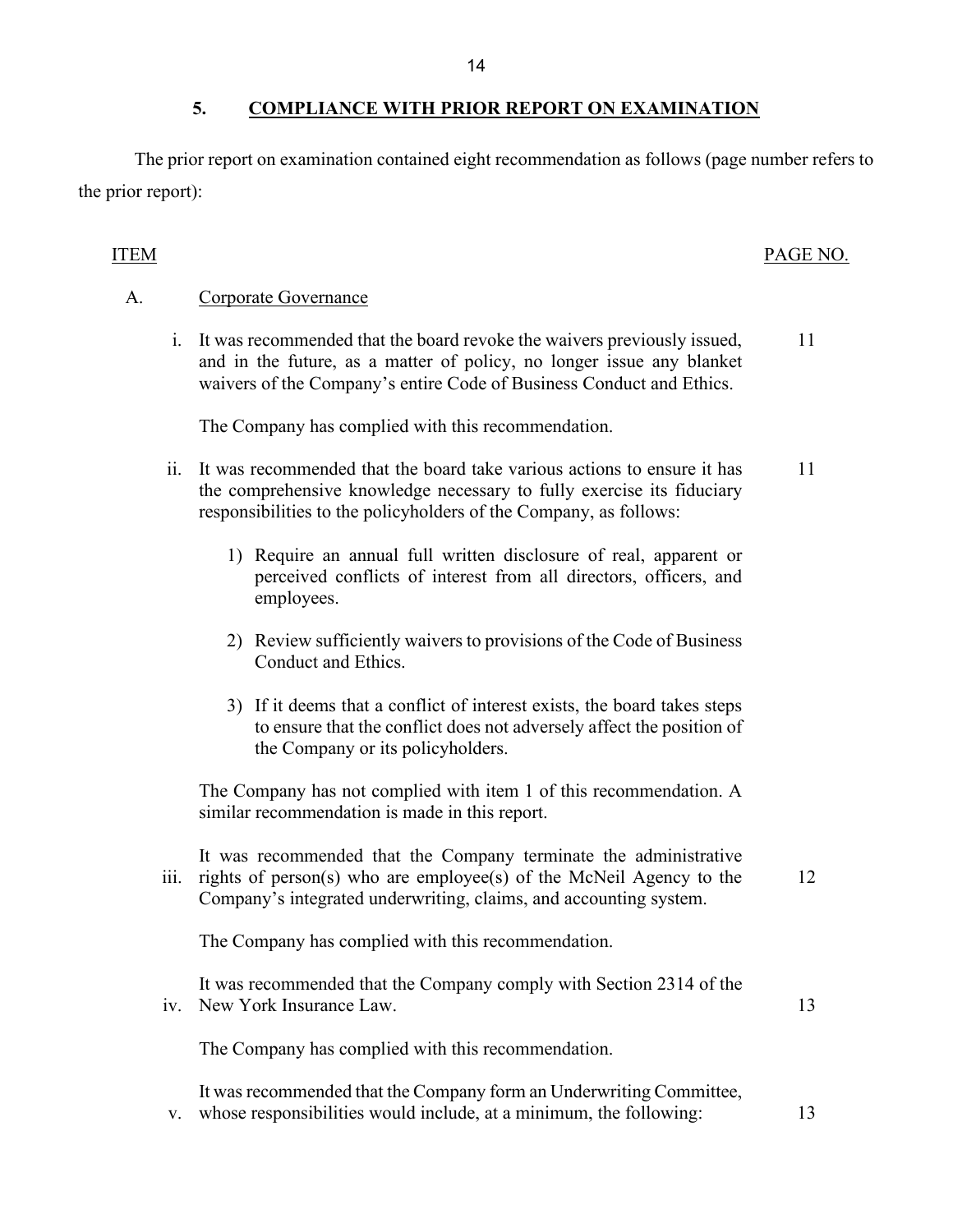## 5. COMPLIANCE WITH PRIOR REPORT ON EXAMINATION

The prior report on examination contained eight recommendation as follows (page number refers to the prior report):

| ITEM | | PAGE NO. |
|---|---|---|
| A. | Corporate Governance | |
| i. | It was recommended that the board revoke the waivers previously issued, and in the future, as a matter of policy, no longer issue any blanket waivers of the Company's entire Code of Business Conduct and Ethics.<br><br>The Company has complied with this recommendation. | 11 |
| ii. | It was recommended that the board take various actions to ensure it has the comprehensive knowledge necessary to fully exercise its fiduciary responsibilities to the policyholders of the Company, as follows:<br><br>1) Require an annual full written disclosure of real, apparent or perceived conflicts of interest from all directors, officers, and employees.<br><br>2) Review sufficiently waivers to provisions of the Code of Business Conduct and Ethics.<br><br>3) If it deems that a conflict of interest exists, the board takes steps to ensure that the conflict does not adversely affect the position of the Company or its policyholders.<br><br>The Company has not complied with item 1 of this recommendation. A similar recommendation is made in this report. | 11 |
| iii. | It was recommended that the Company terminate the administrative rights of person(s) who are employee(s) of the McNeil Agency to the Company's integrated underwriting, claims, and accounting system.<br><br>The Company has complied with this recommendation. | 12 |
| iv. | It was recommended that the Company comply with Section 2314 of the New York Insurance Law.<br><br>The Company has complied with this recommendation. | 13 |
| v. | It was recommended that the Company form an Underwriting Committee, whose responsibilities would include, at a minimum, the following: | 13 |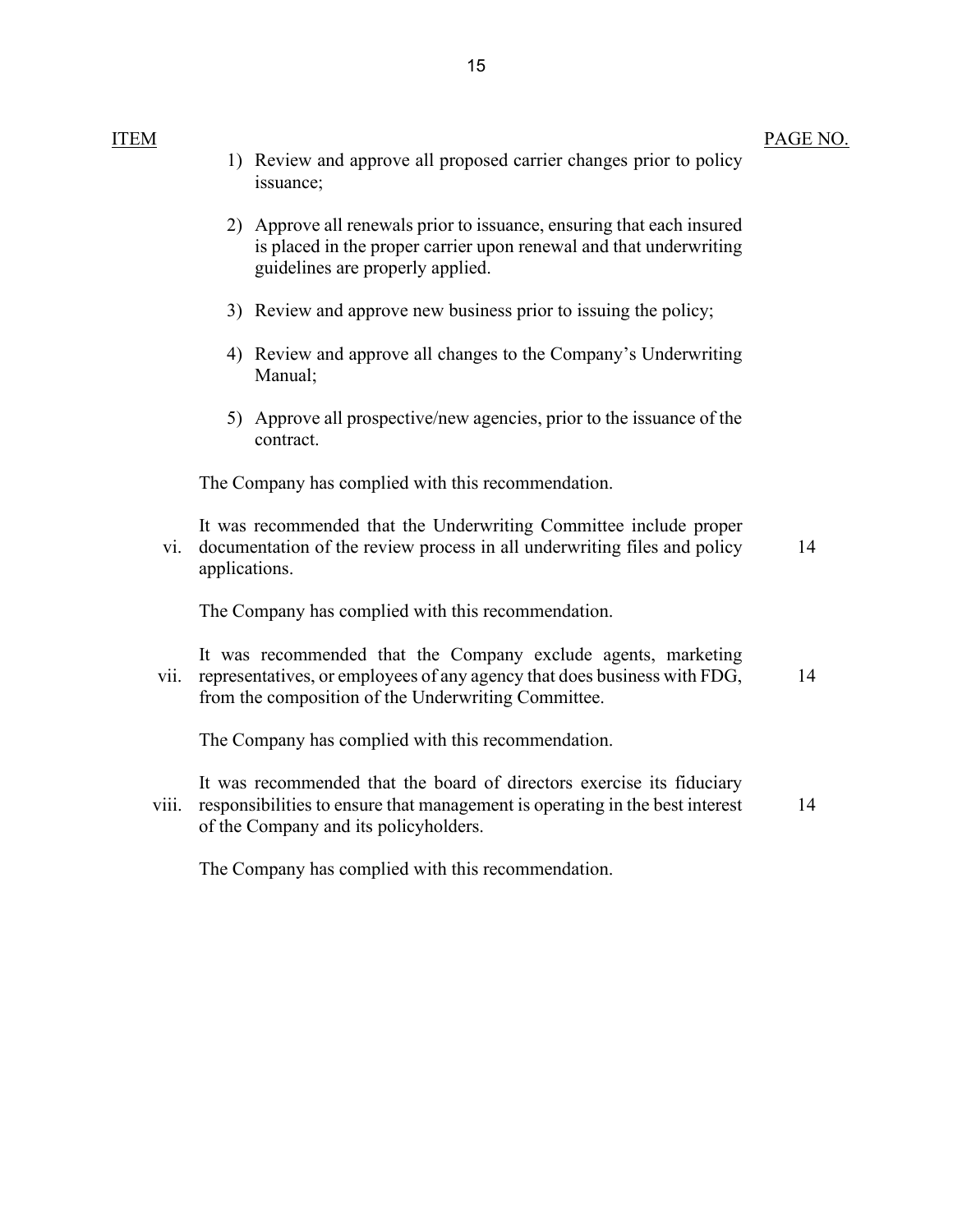| ITEM | | PAGE NO. |
|---|---|---|
| | 1) Review and approve all proposed carrier changes prior to policy issuance; | |
| | 2) Approve all renewals prior to issuance, ensuring that each insured is placed in the proper carrier upon renewal and that underwriting guidelines are properly applied. | |
| | 3) Review and approve new business prior to issuing the policy; | |
| | 4) Review and approve all changes to the Company's Underwriting Manual; | |
| | 5) Approve all prospective/new agencies, prior to the issuance of the contract. | |
| | The Company has complied with this recommendation. | |
| vi. | It was recommended that the Underwriting Committee include proper documentation of the review process in all underwriting files and policy applications. | 14 |
| | The Company has complied with this recommendation. | |
| vii. | It was recommended that the Company exclude agents, marketing representatives, or employees of any agency that does business with FDG, from the composition of the Underwriting Committee. | 14 |
| | The Company has complied with this recommendation. | |
| viii. | It was recommended that the board of directors exercise its fiduciary responsibilities to ensure that management is operating in the best interest of the Company and its policyholders. | 14 |
| | The Company has complied with this recommendation. | |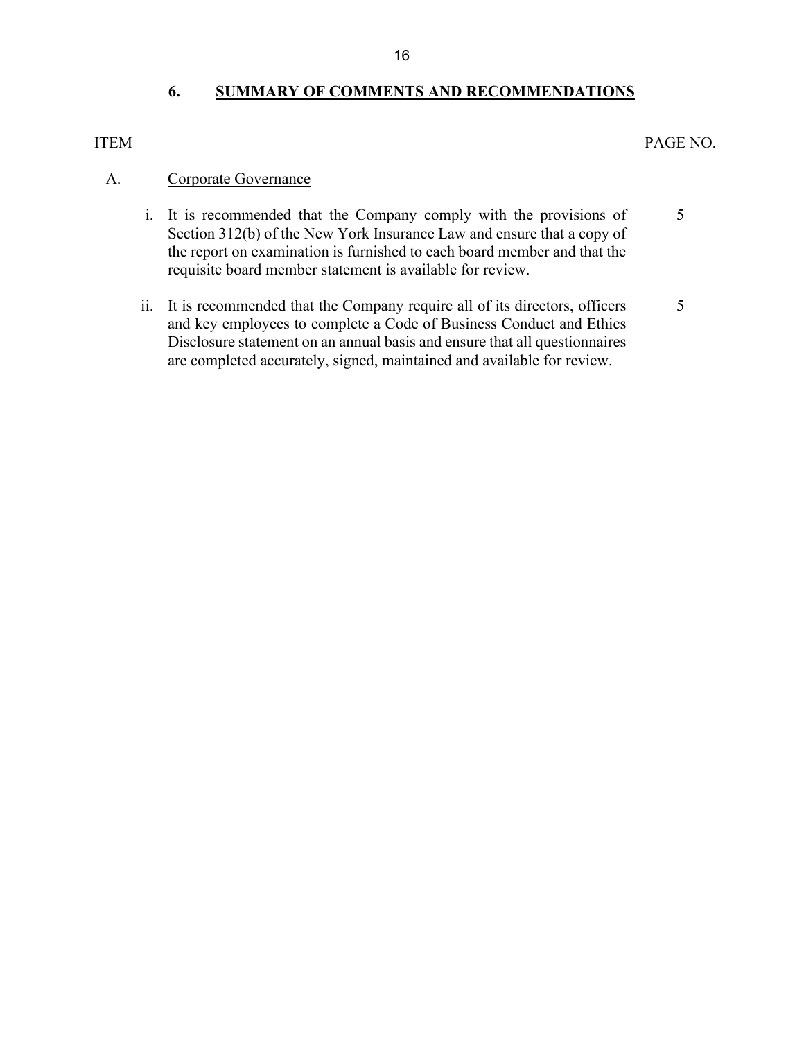## 6. SUMMARY OF COMMENTS AND RECOMMENDATIONS

| ITEM | | PAGE NO. |
|---|---|---|
| A. | Corporate Governance | |
| | i. It is recommended that the Company comply with the provisions of Section 312(b) of the New York Insurance Law and ensure that a copy of the report on examination is furnished to each board member and that the requisite board member statement is available for review. | 5 |
| | ii. It is recommended that the Company require all of its directors, officers and key employees to complete a Code of Business Conduct and Ethics Disclosure statement on an annual basis and ensure that all questionnaires are completed accurately, signed, maintained and available for review. | 5 |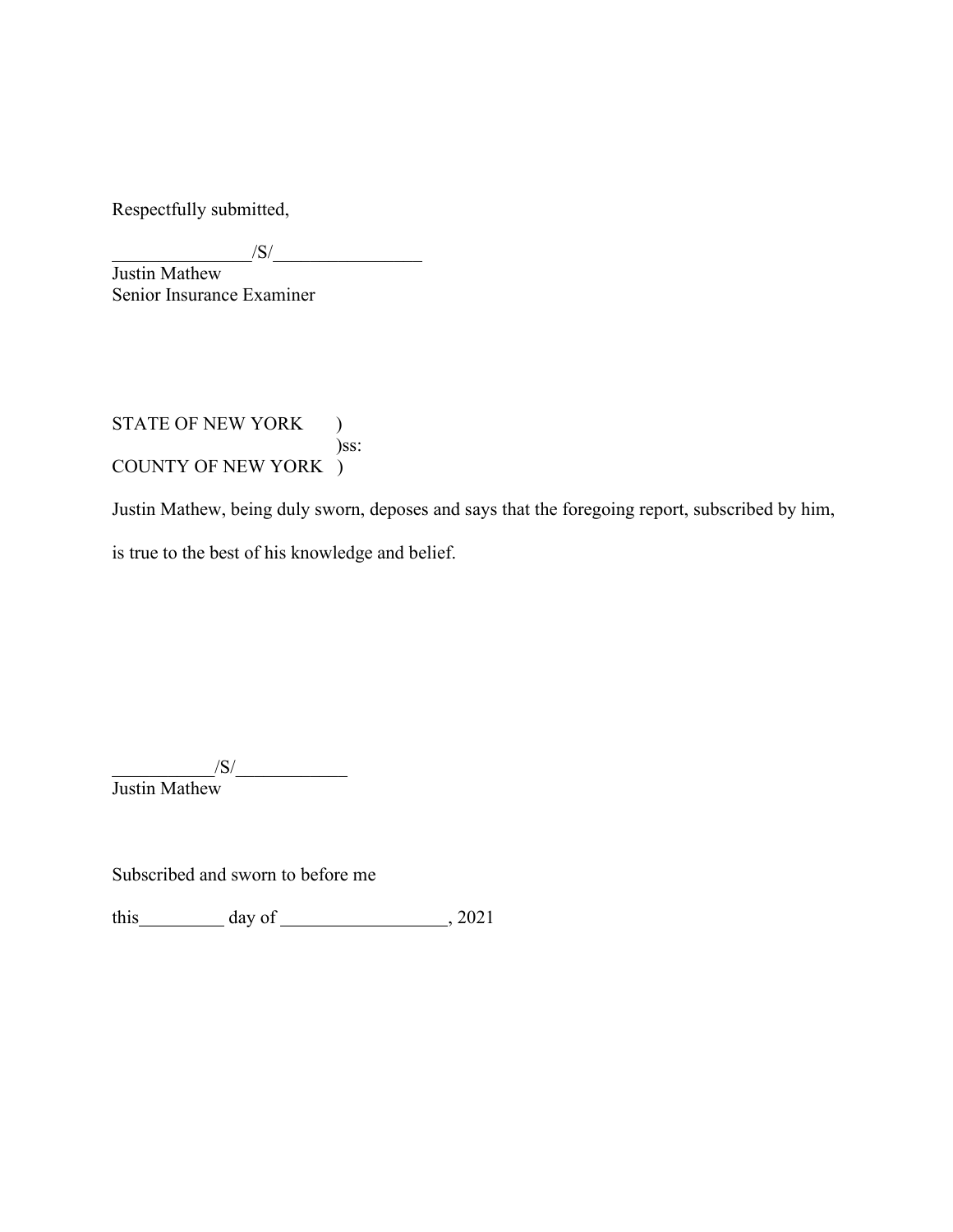Respectfully submitted,

_______________/S/________________
Justin Mathew
Senior Insurance Examiner

STATE OF NEW YORK )
)ss:
COUNTY OF NEW YORK )

Justin Mathew, being duly sworn, deposes and says that the foregoing report, subscribed by him, is true to the best of his knowledge and belief.

___________/S/____________
Justin Mathew

Subscribed and sworn to before me

this_________ day of __________________, 2021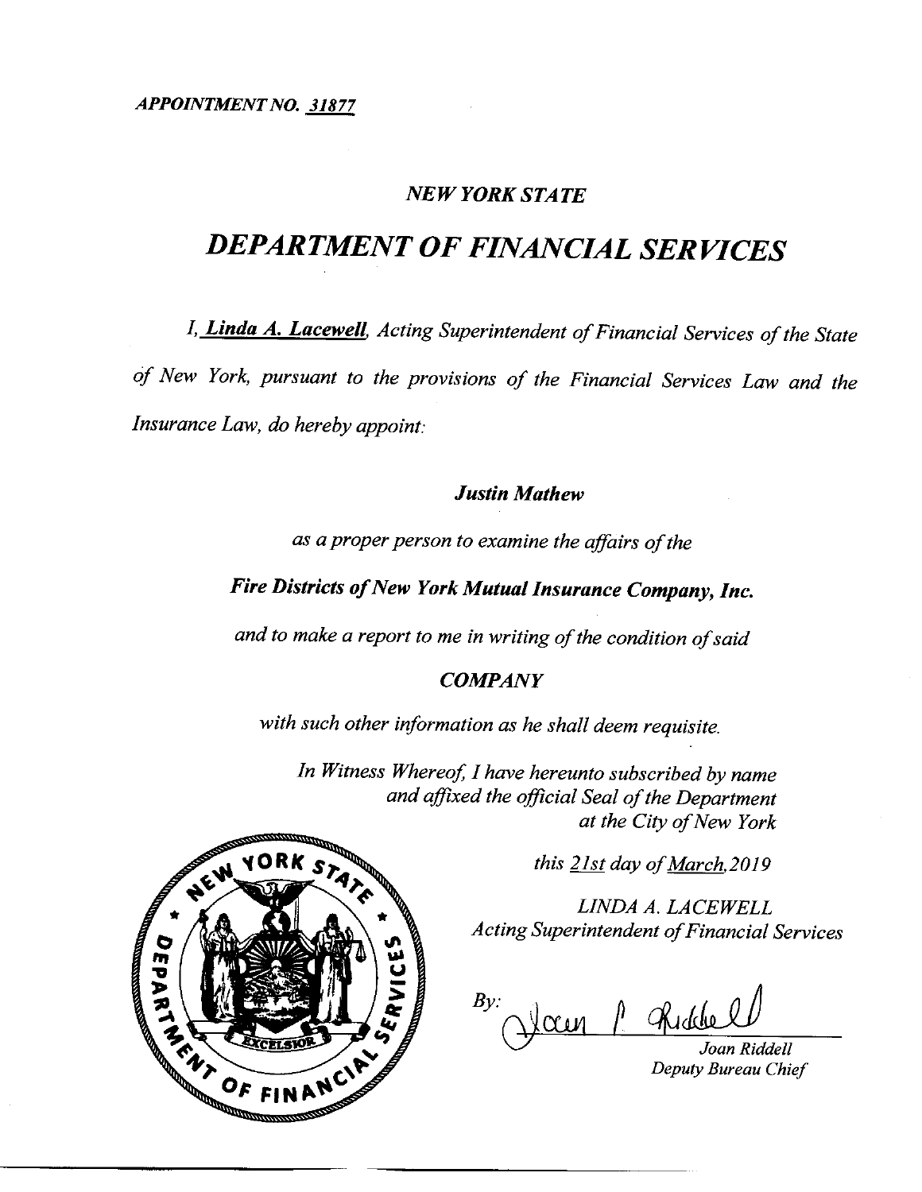*APPOINTMENT NO. 31877*

*NEW YORK STATE*

# *DEPARTMENT OF FINANCIAL SERVICES*

*I, **Linda A. Lacewell**, Acting Superintendent of Financial Services of the State of New York, pursuant to the provisions of the Financial Services Law and the Insurance Law, do hereby appoint:*

***Justin Mathew***

*as a proper person to examine the affairs of the*

***Fire Districts of New York Mutual Insurance Company, Inc.***

*and to make a report to me in writing of the condition of said*

***COMPANY***

*with such other information as he shall deem requisite.*

*In Witness Whereof, I have hereunto subscribed by name and affixed the official Seal of the Department at the City of New York*

*this 21st day of March, 2019*

*LINDA A. LACEWELL*
*Acting Superintendent of Financial Services*

*By:* Joan P. Riddell

*Joan Riddell*
*Deputy Bureau Chief*